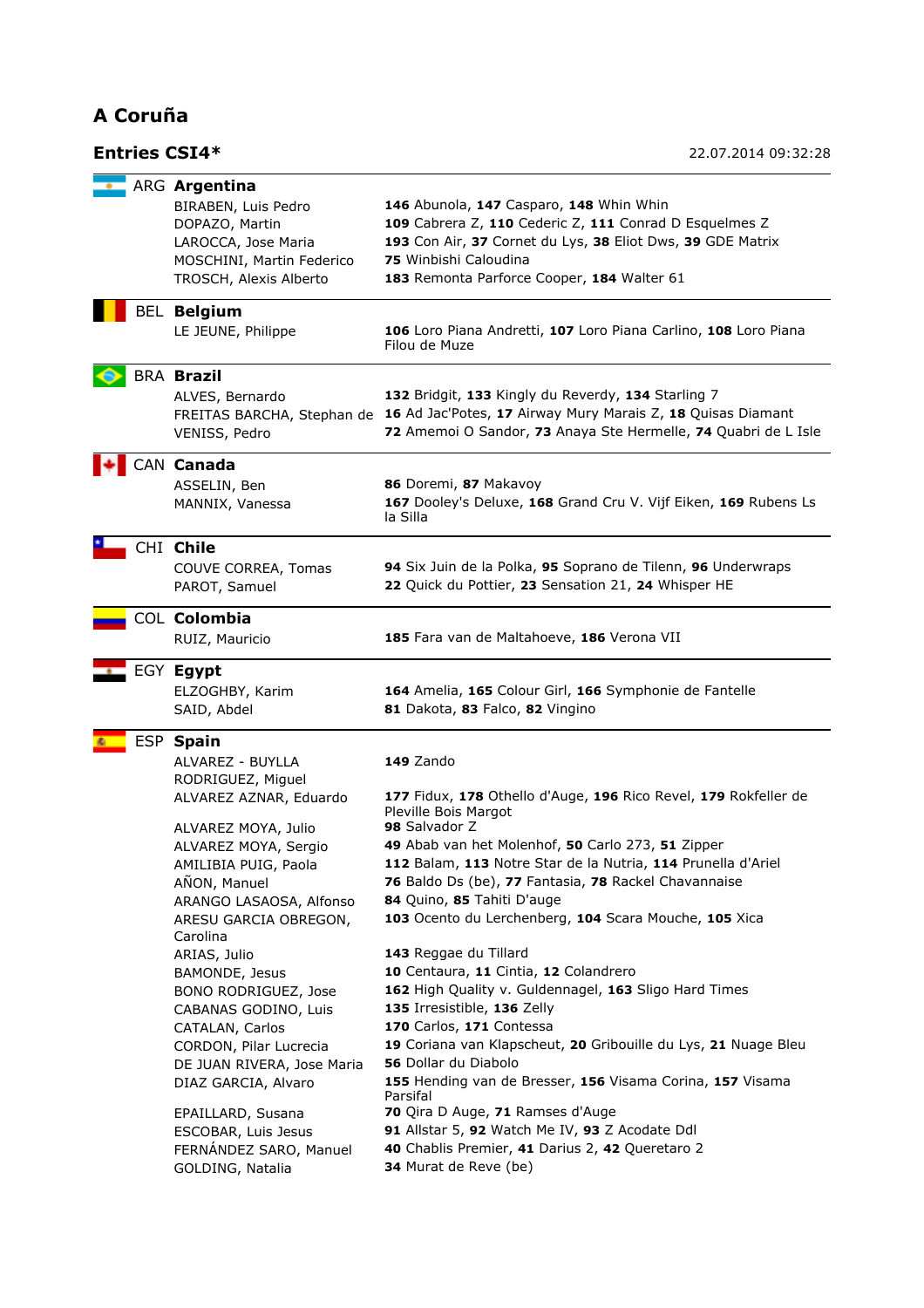# A Coruña

## Entries CSI4*

22.07.2014 09:32:28

### ARG Argentina

| Rider | Horses |
|---|---|
| BIRABEN, Luis Pedro | **146** Abunola, **147** Casparo, **148** Whin Whin |
| DOPAZO, Martin | **109** Cabrera Z, **110** Cederic Z, **111** Conrad D Esquelmes Z |
| LAROCCA, Jose Maria | **193** Con Air, **37** Cornet du Lys, **38** Eliot Dws, **39** GDE Matrix |
| MOSCHINI, Martin Federico | **75** Winbishi Caloudina |
| TROSCH, Alexis Alberto | **183** Remonta Parforce Cooper, **184** Walter 61 |

### BEL Belgium

| Rider | Horses |
|---|---|
| LE JEUNE, Philippe | **106** Loro Piana Andretti, **107** Loro Piana Carlino, **108** Loro Piana Filou de Muze |

### BRA Brazil

| Rider | Horses |
|---|---|
| ALVES, Bernardo | **132** Bridgit, **133** Kingly du Reverdy, **134** Starling 7 |
| FREITAS BARCHA, Stephan de | **16** Ad Jac'Potes, **17** Airway Mury Marais Z, **18** Quisas Diamant |
| VENISS, Pedro | **72** Amemoi O Sandor, **73** Anaya Ste Hermelle, **74** Quabri de L Isle |

### CAN Canada

| Rider | Horses |
|---|---|
| ASSELIN, Ben | **86** Doremi, **87** Makavoy |
| MANNIX, Vanessa | **167** Dooley's Deluxe, **168** Grand Cru V. Vijf Eiken, **169** Rubens Ls la Silla |

### CHI Chile

| Rider | Horses |
|---|---|
| COUVE CORREA, Tomas | **94** Six Juin de la Polka, **95** Soprano de Tilenn, **96** Underwraps |
| PAROT, Samuel | **22** Quick du Pottier, **23** Sensation 21, **24** Whisper HE |

### COL Colombia

| Rider | Horses |
|---|---|
| RUIZ, Mauricio | **185** Fara van de Maltahoeve, **186** Verona VII |

### EGY Egypt

| Rider | Horses |
|---|---|
| ELZOGHBY, Karim | **164** Amelia, **165** Colour Girl, **166** Symphonie de Fantelle |
| SAID, Abdel | **81** Dakota, **83** Falco, **82** Vingino |

### ESP Spain

| Rider | Horses |
|---|---|
| ALVAREZ - BUYLLA RODRIGUEZ, Miguel | **149** Zando |
| ALVAREZ AZNAR, Eduardo | **177** Fidux, **178** Othello d'Auge, **196** Rico Revel, **179** Rokfeller de Pleville Bois Margot |
| ALVAREZ MOYA, Julio | **98** Salvador Z |
| ALVAREZ MOYA, Sergio | **49** Abab van het Molenhof, **50** Carlo 273, **51** Zipper |
| AMILIBIA PUIG, Paola | **112** Balam, **113** Notre Star de la Nutria, **114** Prunella d'Ariel |
| AÑON, Manuel | **76** Baldo Ds (be), **77** Fantasia, **78** Rackel Chavannaise |
| ARANGO LASAOSA, Alfonso | **84** Quino, **85** Tahiti D'auge |
| ARESU GARCIA OBREGON, Carolina | **103** Ocento du Lerchenberg, **104** Scara Mouche, **105** Xica |
| ARIAS, Julio | **143** Reggae du Tillard |
| BAMONDE, Jesus | **10** Centaura, **11** Cintia, **12** Colandrero |
| BONO RODRIGUEZ, Jose | **162** High Quality v. Guldennagel, **163** Sligo Hard Times |
| CABANAS GODINO, Luis | **135** Irresistible, **136** Zelly |
| CATALAN, Carlos | **170** Carlos, **171** Contessa |
| CORDON, Pilar Lucrecia | **19** Coriana van Klapscheut, **20** Gribouille du Lys, **21** Nuage Bleu |
| DE JUAN RIVERA, Jose Maria | **56** Dollar du Diabolo |
| DIAZ GARCIA, Alvaro | **155** Hending van de Bresser, **156** Visama Corina, **157** Visama Parsifal |
| EPAILLARD, Susana | **70** Qira D Auge, **71** Ramses d'Auge |
| ESCOBAR, Luis Jesus | **91** Allstar 5, **92** Watch Me IV, **93** Z Acodate Ddl |
| FERNÁNDEZ SARO, Manuel | **40** Chablis Premier, **41** Darius 2, **42** Queretaro 2 |
| GOLDING, Natalia | **34** Murat de Reve (be) |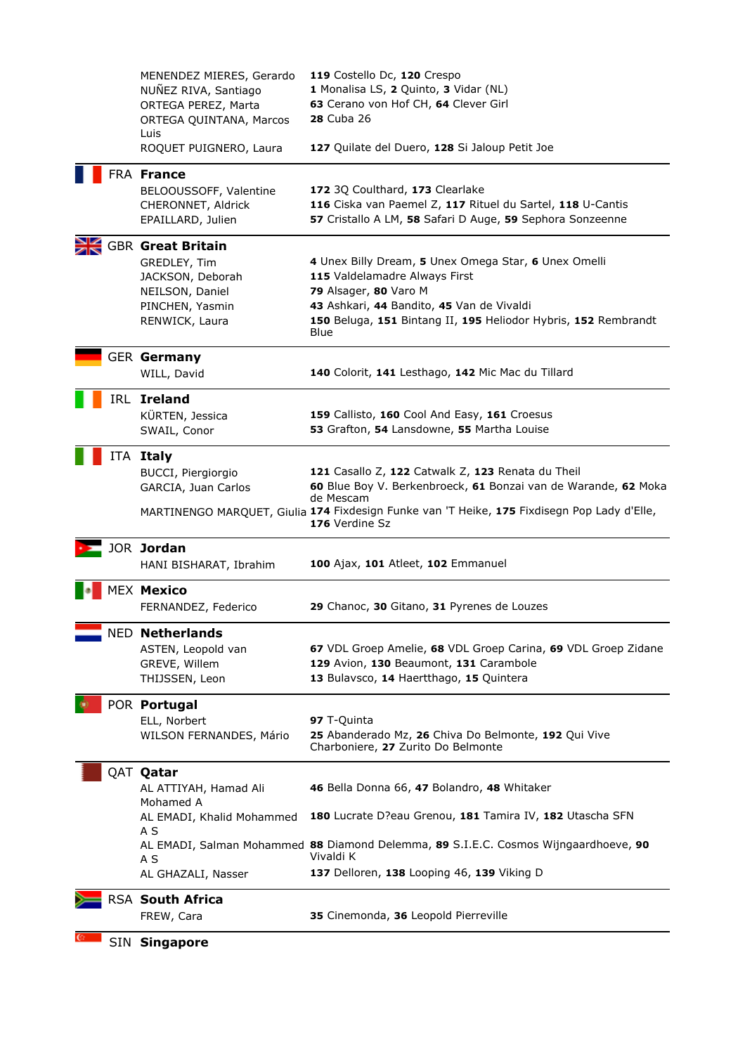| | |
|---|---|
| MENENDEZ MIERES, Gerardo | **119** Costello Dc, **120** Crespo |
| NUÑEZ RIVA, Santiago | **1** Monalisa LS, **2** Quinto, **3** Vidar (NL) |
| ORTEGA PEREZ, Marta | **63** Cerano von Hof CH, **64** Clever Girl |
| ORTEGA QUINTANA, Marcos Luis | **28** Cuba 26 |
| ROQUET PUIGNERO, Laura | **127** Quilate del Duero, **128** Si Jaloup Petit Joe |

## FRA **France**

| | |
|---|---|
| BELOOUSSOFF, Valentine | **172** 3Q Coulthard, **173** Clearlake |
| CHERONNET, Aldrick | **116** Ciska van Paemel Z, **117** Rituel du Sartel, **118** U-Cantis |
| EPAILLARD, Julien | **57** Cristallo A LM, **58** Safari D Auge, **59** Sephora Sonzeenne |

## GBR **Great Britain**

| | |
|---|---|
| GREDLEY, Tim | **4** Unex Billy Dream, **5** Unex Omega Star, **6** Unex Omelli |
| JACKSON, Deborah | **115** Valdelamadre Always First |
| NEILSON, Daniel | **79** Alsager, **80** Varo M |
| PINCHEN, Yasmin | **43** Ashkari, **44** Bandito, **45** Van de Vivaldi |
| RENWICK, Laura | **150** Beluga, **151** Bintang II, **195** Heliodor Hybris, **152** Rembrandt Blue |

## GER **Germany**

| | |
|---|---|
| WILL, David | **140** Colorit, **141** Lesthago, **142** Mic Mac du Tillard |

## IRL **Ireland**

| | |
|---|---|
| KÜRTEN, Jessica | **159** Callisto, **160** Cool And Easy, **161** Croesus |
| SWAIL, Conor | **53** Grafton, **54** Lansdowne, **55** Martha Louise |

## ITA **Italy**

| | |
|---|---|
| BUCCI, Piergiorgio | **121** Casallo Z, **122** Catwalk Z, **123** Renata du Theil |
| GARCIA, Juan Carlos | **60** Blue Boy V. Berkenbroeck, **61** Bonzai van de Warande, **62** Moka de Mescam |
| MARTINENGO MARQUET, Giulia | **174** Fixdesign Funke van 'T Heike, **175** Fixdisegn Pop Lady d'Elle, **176** Verdine Sz |

## JOR **Jordan**

| | |
|---|---|
| HANI BISHARAT, Ibrahim | **100** Ajax, **101** Atleet, **102** Emmanuel |

## MEX **Mexico**

| | |
|---|---|
| FERNANDEZ, Federico | **29** Chanoc, **30** Gitano, **31** Pyrenes de Louzes |

## NED **Netherlands**

| | |
|---|---|
| ASTEN, Leopold van | **67** VDL Groep Amelie, **68** VDL Groep Carina, **69** VDL Groep Zidane |
| GREVE, Willem | **129** Avion, **130** Beaumont, **131** Carambole |
| THIJSSEN, Leon | **13** Bulavsco, **14** Haertthago, **15** Quintera |

## POR **Portugal**

| | |
|---|---|
| ELL, Norbert | **97** T-Quinta |
| WILSON FERNANDES, Mário | **25** Abanderado Mz, **26** Chiva Do Belmonte, **192** Qui Vive Charboniere, **27** Zurito Do Belmonte |

## QAT **Qatar**

| | |
|---|---|
| AL ATTIYAH, Hamad Ali Mohamed A | **46** Bella Donna 66, **47** Bolandro, **48** Whitaker |
| AL EMADI, Khalid Mohammed A S | **180** Lucrate D?eau Grenou, **181** Tamira IV, **182** Utascha SFN |
| AL EMADI, Salman Mohammed A S | **88** Diamond Delemma, **89** S.I.E.C. Cosmos Wijngaardhoeve, **90** Vivaldi K |
| AL GHAZALI, Nasser | **137** Delloren, **138** Looping 46, **139** Viking D |

## RSA **South Africa**

| | |
|---|---|
| FREW, Cara | **35** Cinemonda, **36** Leopold Pierreville |

## SIN **Singapore**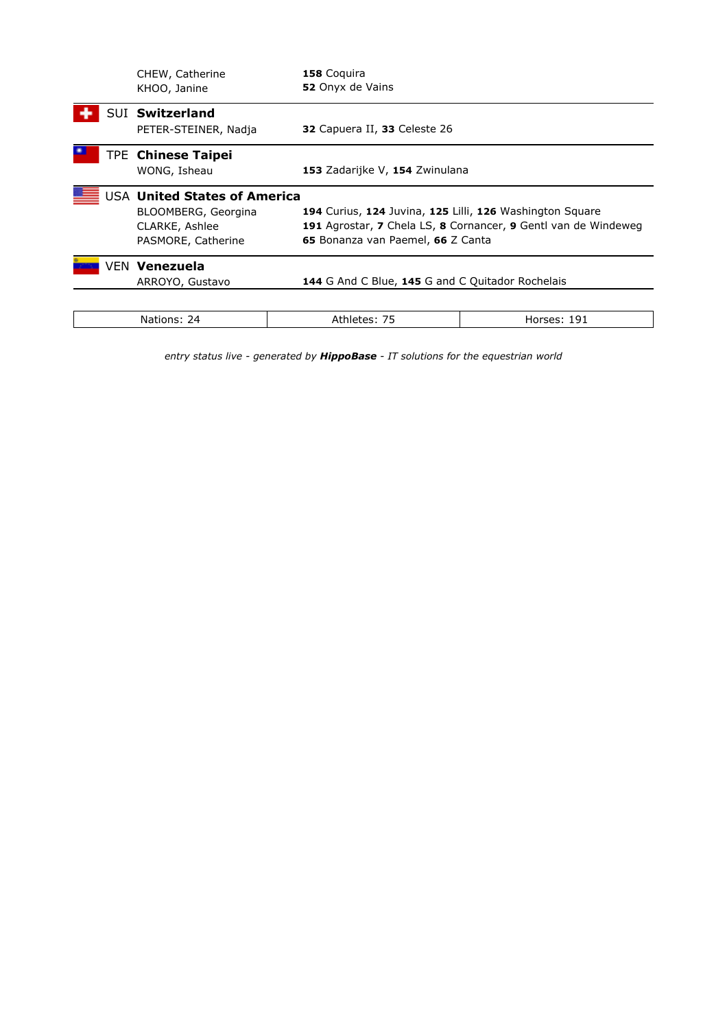| | | |
|---|---|---|
| | CHEW, Catherine | **158** Coquira |
| | KHOO, Janine | **52** Onyx de Vains |
| SUI | **Switzerland** | |
| | PETER-STEINER, Nadja | **32** Capuera II, **33** Celeste 26 |
| TPE | **Chinese Taipei** | |
| | WONG, Isheau | **153** Zadarijke V, **154** Zwinulana |
| USA | **United States of America** | |
| | BLOOMBERG, Georgina | **194** Curius, **124** Juvina, **125** Lilli, **126** Washington Square |
| | CLARKE, Ashlee | **191** Agrostar, **7** Chela LS, **8** Cornancer, **9** Gentl van de Windeweg |
| | PASMORE, Catherine | **65** Bonanza van Paemel, **66** Z Canta |
| VEN | **Venezuela** | |
| | ARROYO, Gustavo | **144** G And C Blue, **145** G and C Quitador Rochelais |

| | | |
|---|---|---|
| Nations: 24 | Athletes: 75 | Horses: 191 |

*entry status live - generated by **HippoBase** - IT solutions for the equestrian world*